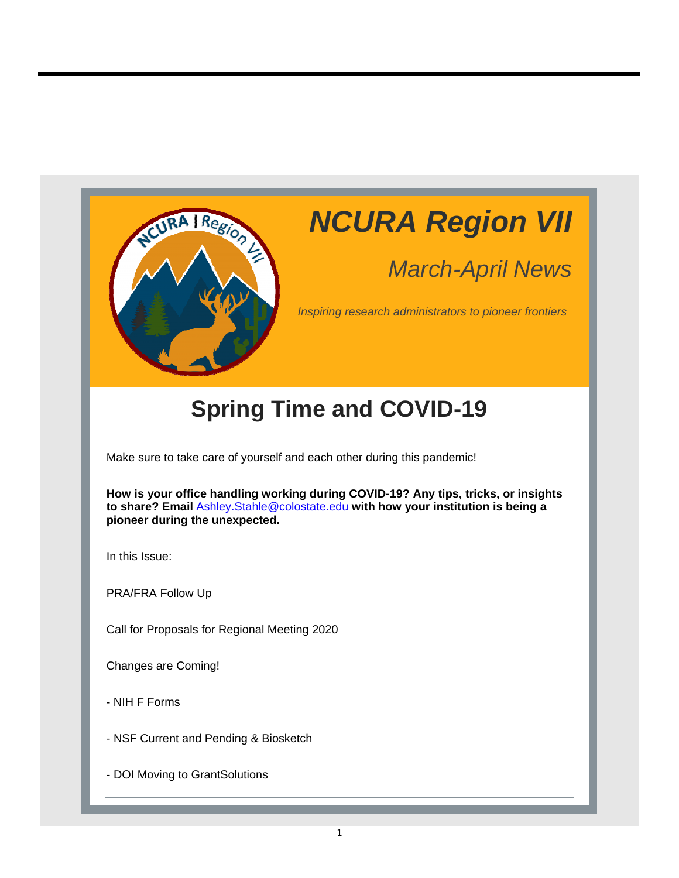# NCURA Region VII

## *March-April News*

*Inspiring research administrators to pioneer frontiers*

# Spring Time and COVID-19

Make sure to take care of yourself and each other during this pandemic!

**How is your office handling working during COVID-19? Any tips, tricks, or insights to share? Email** Ashley.Stahle@colostate.edu **with how your institution is being a pioneer during the unexpected.**

In this Issue:

PRA/FRA Follow Up

Call for Proposals for Regional Meeting 2020

Changes are Coming!

- NIH F Forms

- NSF Current and Pending & Biosketch

- DOI Moving to GrantSolutions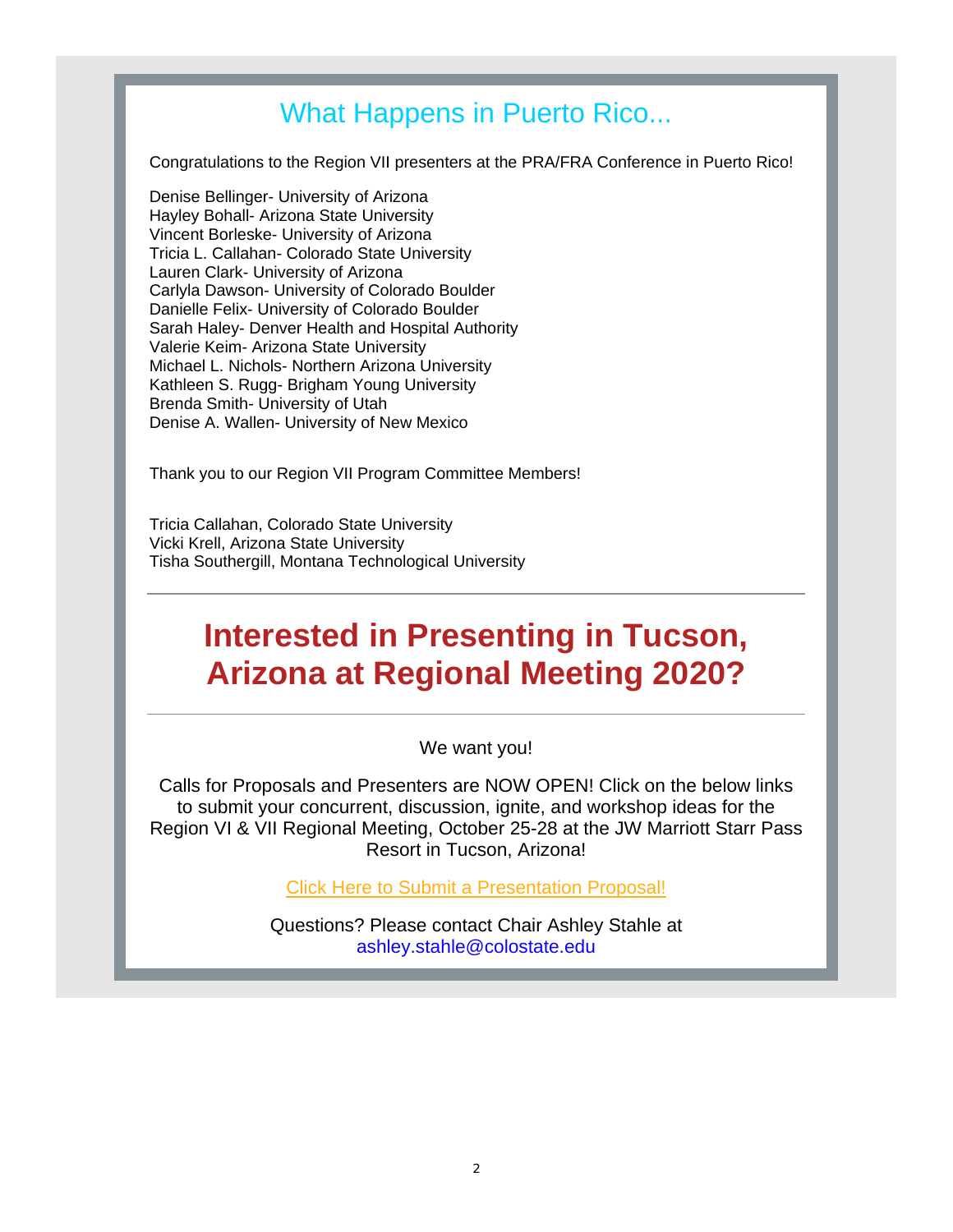## What Happens in Puerto Rico...

Congratulations to the Region VII presenters at the PRA/FRA Conference in Puerto Rico!

Denise Bellinger- University of Arizona
Hayley Bohall- Arizona State University
Vincent Borleske- University of Arizona
Tricia L. Callahan- Colorado State University
Lauren Clark- University of Arizona
Carlyla Dawson- University of Colorado Boulder
Danielle Felix- University of Colorado Boulder
Sarah Haley- Denver Health and Hospital Authority
Valerie Keim- Arizona State University
Michael L. Nichols- Northern Arizona University
Kathleen S. Rugg- Brigham Young University
Brenda Smith- University of Utah
Denise A. Wallen- University of New Mexico

Thank you to our Region VII Program Committee Members!

Tricia Callahan, Colorado State University
Vicki Krell, Arizona State University
Tisha Southergill, Montana Technological University

---

# Interested in Presenting in Tucson, Arizona at Regional Meeting 2020?

---

We want you!

Calls for Proposals and Presenters are NOW OPEN! Click on the below links to submit your concurrent, discussion, ignite, and workshop ideas for the Region VI & VII Regional Meeting, October 25-28 at the JW Marriott Starr Pass Resort in Tucson, Arizona!

Click Here to Submit a Presentation Proposal!

Questions? Please contact Chair Ashley Stahle at ashley.stahle@colostate.edu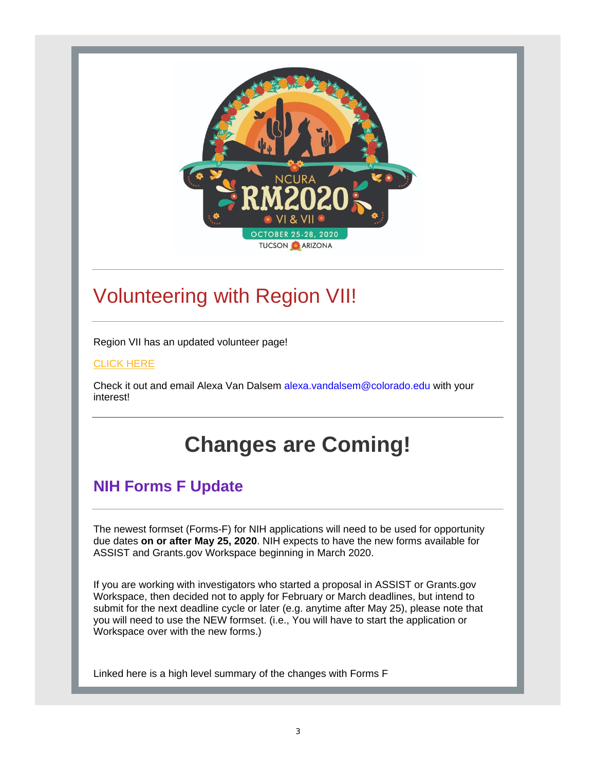## Volunteering with Region VII!

Region VII has an updated volunteer page!

CLICK HERE

Check it out and email Alexa Van Dalsem alexa.vandalsem@colorado.edu with your interest!

# Changes are Coming!

## NIH Forms F Update

The newest formset (Forms-F) for NIH applications will need to be used for opportunity due dates **on or after May 25, 2020**. NIH expects to have the new forms available for ASSIST and Grants.gov Workspace beginning in March 2020.

If you are working with investigators who started a proposal in ASSIST or Grants.gov Workspace, then decided not to apply for February or March deadlines, but intend to submit for the next deadline cycle or later (e.g. anytime after May 25), please note that you will need to use the NEW formset. (i.e., You will have to start the application or Workspace over with the new forms.)

Linked here is a high level summary of the changes with Forms F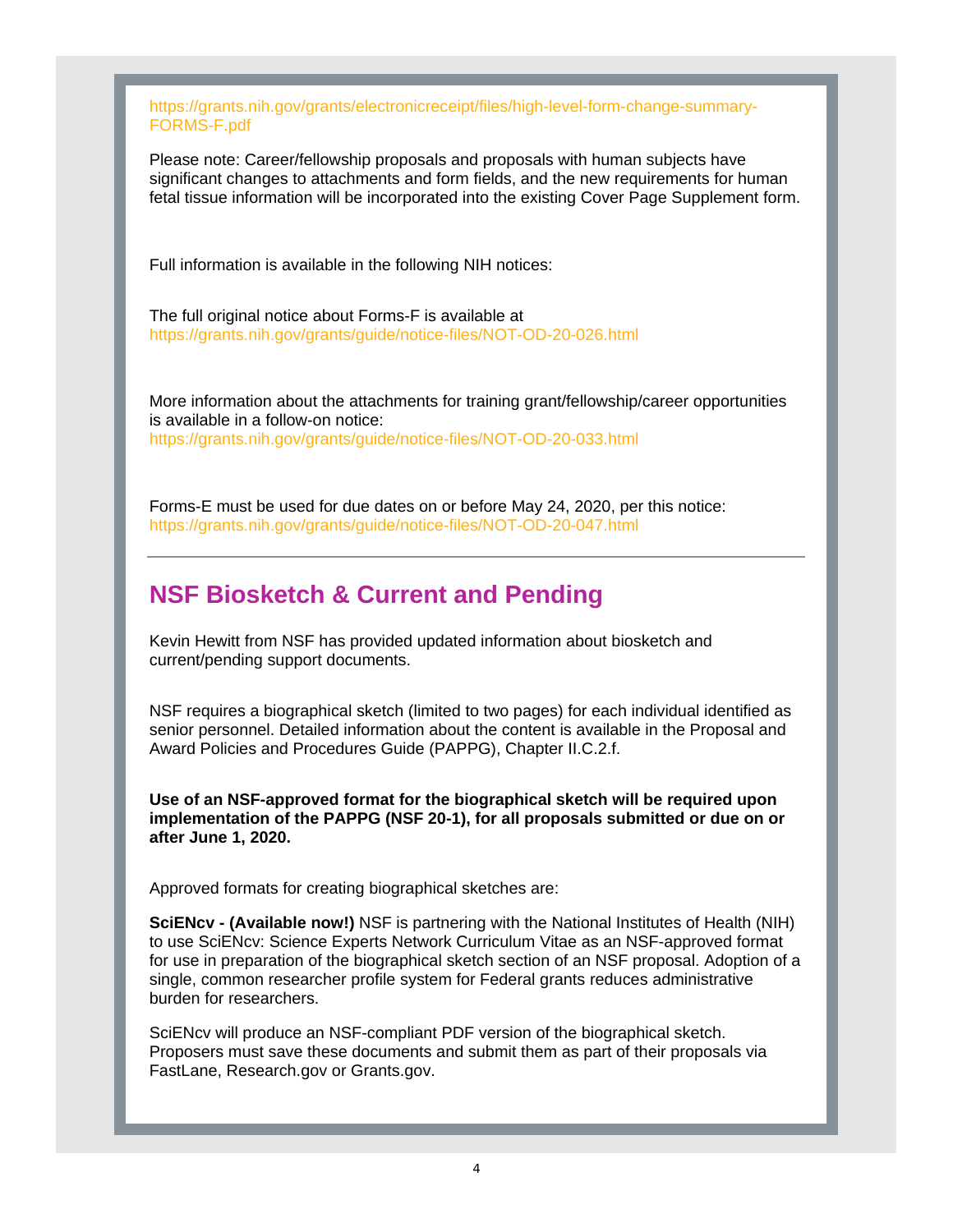https://grants.nih.gov/grants/electronicreceipt/files/high-level-form-change-summary-FORMS-F.pdf

Please note: Career/fellowship proposals and proposals with human subjects have significant changes to attachments and form fields, and the new requirements for human fetal tissue information will be incorporated into the existing Cover Page Supplement form.

Full information is available in the following NIH notices:

The full original notice about Forms-F is available at
https://grants.nih.gov/grants/guide/notice-files/NOT-OD-20-026.html

More information about the attachments for training grant/fellowship/career opportunities is available in a follow-on notice:
https://grants.nih.gov/grants/guide/notice-files/NOT-OD-20-033.html

Forms-E must be used for due dates on or before May 24, 2020, per this notice:
https://grants.nih.gov/grants/guide/notice-files/NOT-OD-20-047.html

---

## NSF Biosketch & Current and Pending

Kevin Hewitt from NSF has provided updated information about biosketch and current/pending support documents.

NSF requires a biographical sketch (limited to two pages) for each individual identified as senior personnel. Detailed information about the content is available in the Proposal and Award Policies and Procedures Guide (PAPPG), Chapter II.C.2.f.

**Use of an NSF-approved format for the biographical sketch will be required upon implementation of the PAPPG (NSF 20-1), for all proposals submitted or due on or after June 1, 2020.**

Approved formats for creating biographical sketches are:

**SciENcv - (Available now!)** NSF is partnering with the National Institutes of Health (NIH) to use SciENcv: Science Experts Network Curriculum Vitae as an NSF-approved format for use in preparation of the biographical sketch section of an NSF proposal. Adoption of a single, common researcher profile system for Federal grants reduces administrative burden for researchers.

SciENcv will produce an NSF-compliant PDF version of the biographical sketch. Proposers must save these documents and submit them as part of their proposals via FastLane, Research.gov or Grants.gov.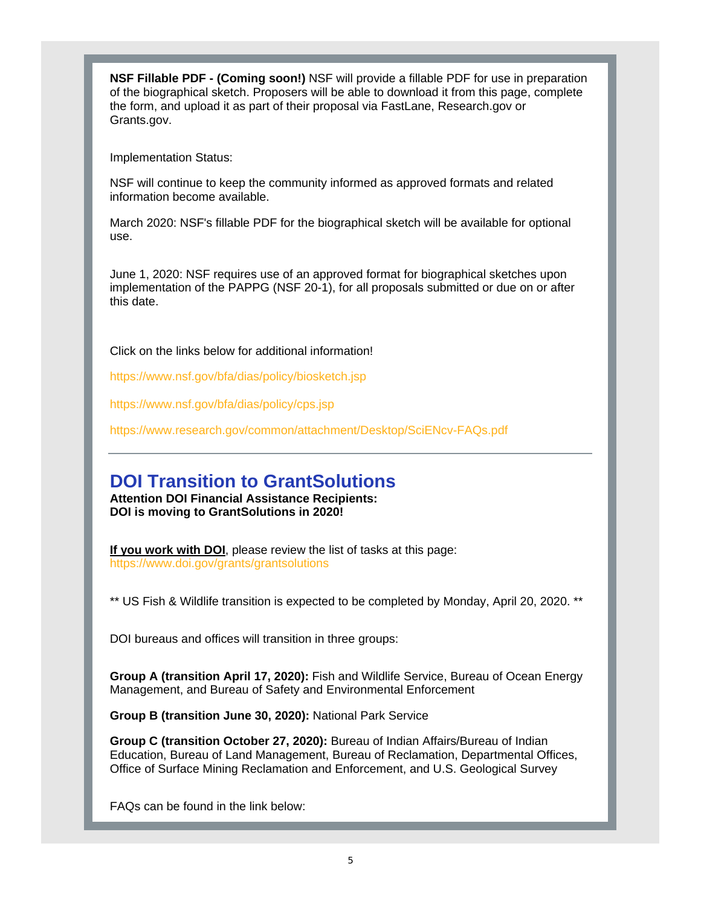**NSF Fillable PDF - (Coming soon!)** NSF will provide a fillable PDF for use in preparation of the biographical sketch. Proposers will be able to download it from this page, complete the form, and upload it as part of their proposal via FastLane, Research.gov or Grants.gov.

Implementation Status:

NSF will continue to keep the community informed as approved formats and related information become available.

March 2020: NSF's fillable PDF for the biographical sketch will be available for optional use.

June 1, 2020: NSF requires use of an approved format for biographical sketches upon implementation of the PAPPG (NSF 20-1), for all proposals submitted or due on or after this date.

Click on the links below for additional information!

https://www.nsf.gov/bfa/dias/policy/biosketch.jsp

https://www.nsf.gov/bfa/dias/policy/cps.jsp

https://www.research.gov/common/attachment/Desktop/SciENcv-FAQs.pdf

---

## DOI Transition to GrantSolutions

**Attention DOI Financial Assistance Recipients:**
**DOI is moving to GrantSolutions in 2020!**

**If you work with DOI**, please review the list of tasks at this page:
https://www.doi.gov/grants/grantsolutions

** US Fish & Wildlife transition is expected to be completed by Monday, April 20, 2020. **

DOI bureaus and offices will transition in three groups:

**Group A (transition April 17, 2020):** Fish and Wildlife Service, Bureau of Ocean Energy Management, and Bureau of Safety and Environmental Enforcement

**Group B (transition June 30, 2020):** National Park Service

**Group C (transition October 27, 2020):** Bureau of Indian Affairs/Bureau of Indian Education, Bureau of Land Management, Bureau of Reclamation, Departmental Offices, Office of Surface Mining Reclamation and Enforcement, and U.S. Geological Survey

FAQs can be found in the link below: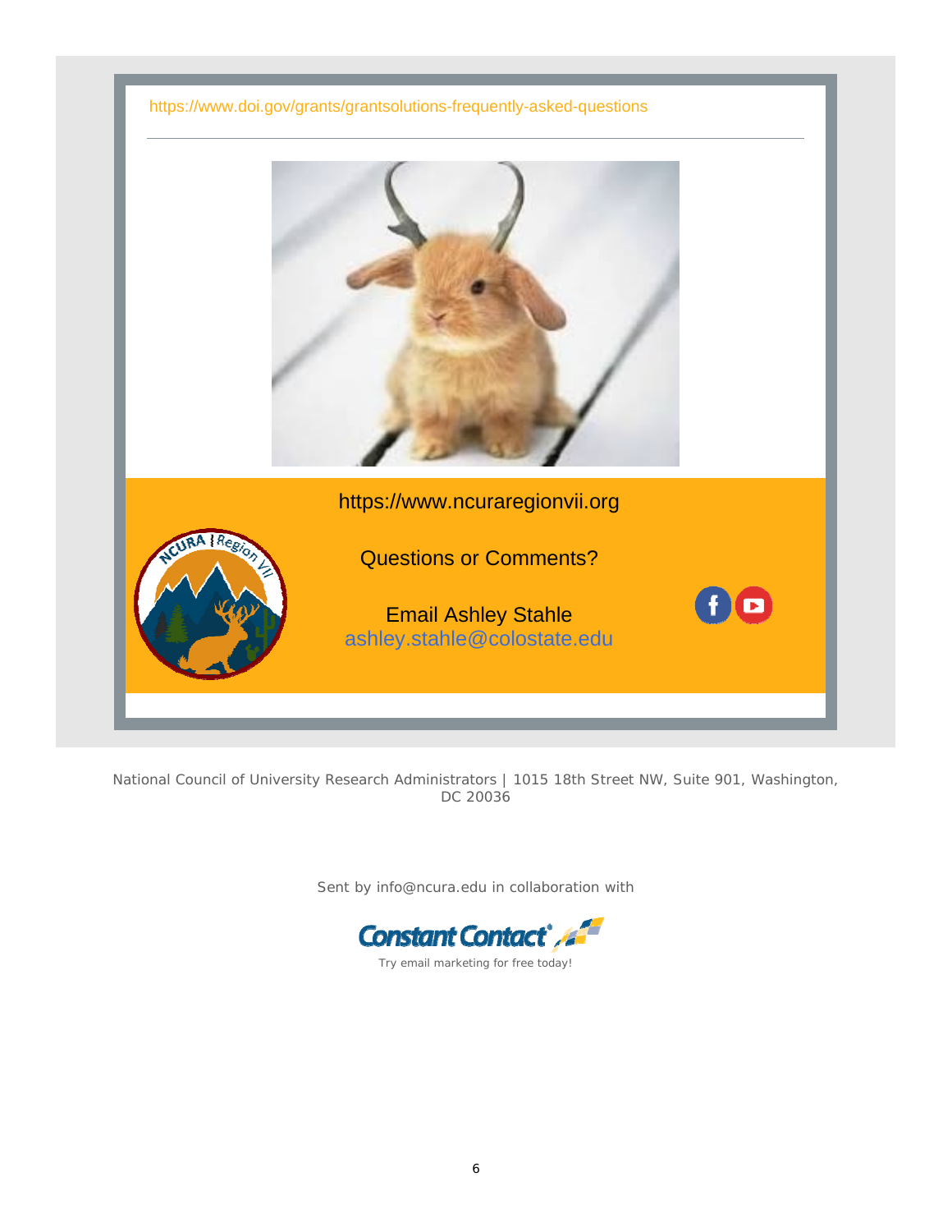https://www.doi.gov/grants/grantsolutions-frequently-asked-questions

---

https://www.ncuraregionvii.org

Questions or Comments?

Email Ashley Stahle
ashley.stahle@colostate.edu

National Council of University Research Administrators | 1015 18th Street NW, Suite 901, Washington, DC 20036

Sent by info@ncura.edu in collaboration with

Constant Contact

Try email marketing for free today!